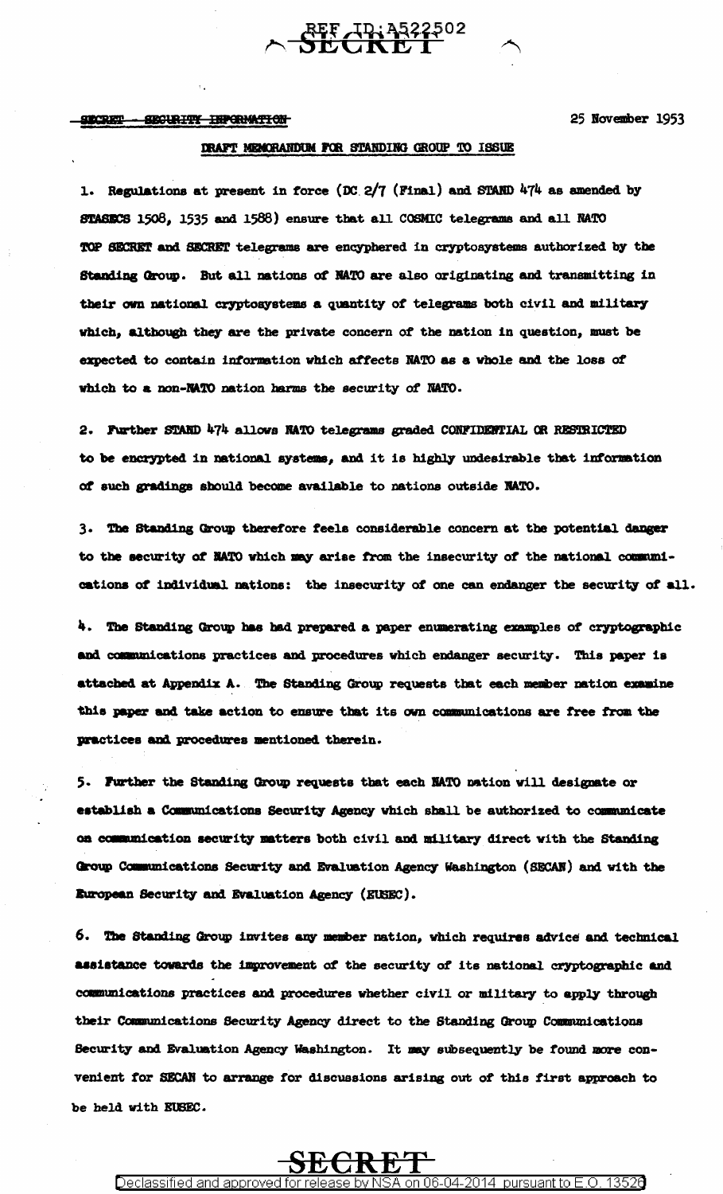SECRET - ~~SECURITY INFORMATION~~

25 November 1953

DRAFT MEMORANDUM FOR STANDING GROUP TO ISSUE

1. Regulations at present in force (DC 2/7 (Final) and STAND 474 as amended by STASECS 1508, 1535 and 1588) ensure that all COSMIC telegrams and all NATO TOP SECRET and SECRET telegrams are encyphered in cryptosystems authorized by the Standing Group. But all nations of NATO are also originating and transmitting in their own national cryptosystems a quantity of telegrams both civil and military which, although they are the private concern of the nation in question, must be expected to contain information which affects NATO as a whole and the loss of which to a non-NATO nation harms the security of NATO.

2. Further STAND 474 allows NATO telegrams graded CONFIDENTIAL OR RESTRICTED to be encrypted in national systems, and it is highly undesirable that information of such gradings should become available to nations outside NATO.

3. The Standing Group therefore feels considerable concern at the potential danger to the security of NATO which may arise from the insecurity of the national communications of individual nations: the insecurity of one can endanger the security of all.

4. The Standing Group has had prepared a paper enumerating examples of cryptographic and communications practices and procedures which endanger security. This paper is attached at Appendix A. The Standing Group requests that each member nation examine this paper and take action to ensure that its own communications are free from the practices and procedures mentioned therein.

5. Further the Standing Group requests that each NATO nation will designate or establish a Communications Security Agency which shall be authorized to communicate on communication security matters both civil and military direct with the Standing Group Communications Security and Evaluation Agency Washington (SECAN) and with the European Security and Evaluation Agency (EUSEC).

6. The Standing Group invites any member nation, which requires advice and technical assistance towards the improvement of the security of its national cryptographic and communications practices and procedures whether civil or military to apply through their Communications Security Agency direct to the Standing Group Communications Security and Evaluation Agency Washington. It may subsequently be found more convenient for SECAN to arrange for discussions arising out of this first approach to be held with EUSEC.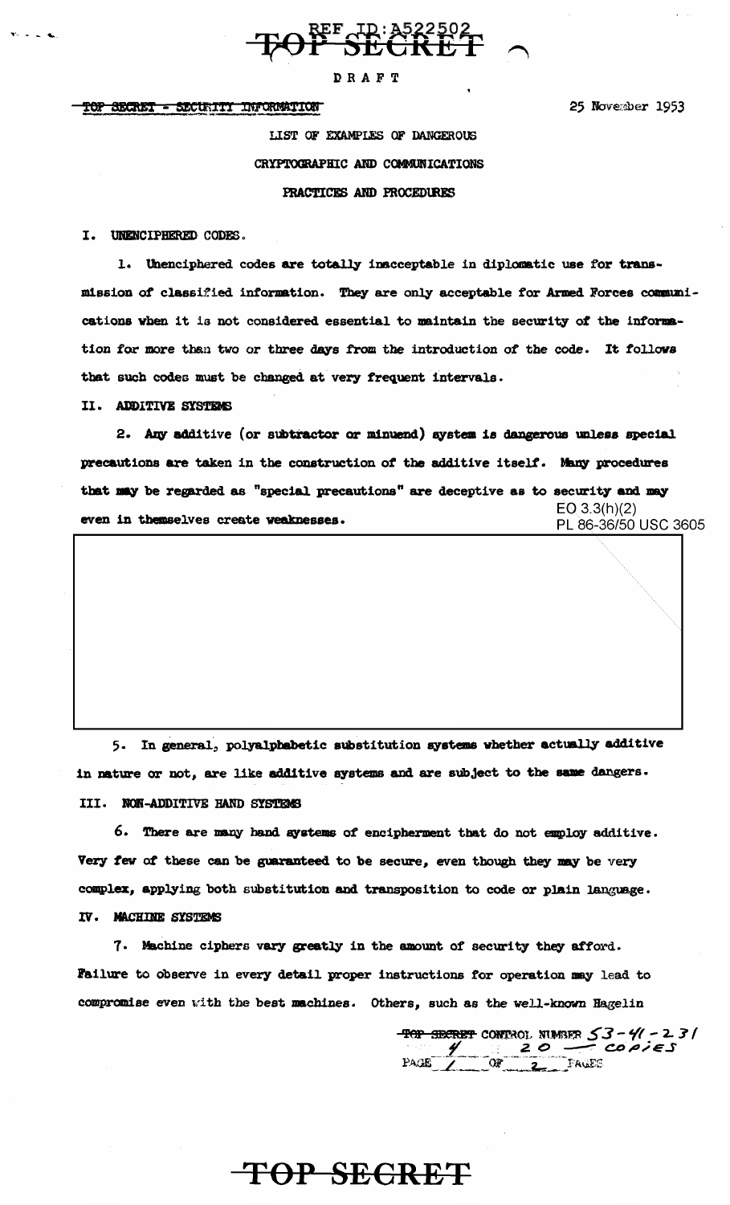REF ID:A522502

TOP SECRET

DRAFT

TOP SECRET - SECURITY INFORMATION

25 November 1953

LIST OF EXAMPLES OF DANGEROUS CRYPTOGRAPHIC AND COMMUNICATIONS PRACTICES AND PROCEDURES

## I. UNENCIPHERED CODES.

1. Unenciphered codes are totally inacceptable in diplomatic use for transmission of classified information. They are only acceptable for Armed Forces communications when it is not considered essential to maintain the security of the information for more than two or three days from the introduction of the code. It follows that such codes must be changed at very frequent intervals.

## II. ADDITIVE SYSTEMS

2. Any additive (or subtractor or minuend) system is dangerous unless special precautions are taken in the construction of the additive itself. Many procedures that may be regarded as "special precautions" are deceptive as to security and may even in themselves create weaknesses.

EO 3.3(h)(2)
PL 86-36/50 USC 3605

5. In general, polyalphabetic substitution systems whether actually additive in nature or not, are like additive systems and are subject to the same dangers.

## III. NON-ADDITIVE HAND SYSTEMS

6. There are many hand systems of encipherment that do not employ additive. Very few of these can be guaranteed to be secure, even though they may be very complex, applying both substitution and transposition to code or plain language.

## IV. MACHINE SYSTEMS

7. Machine ciphers vary greatly in the amount of security they afford. Failure to observe in every detail proper instructions for operation may lead to compromise even with the best machines. Others, such as the well-known Hagelin

TOP SECRET CONTROL NUMBER 53-41-231
4 20 — COPIES
PAGE 1 OF 2 PAGES

TOP SECRET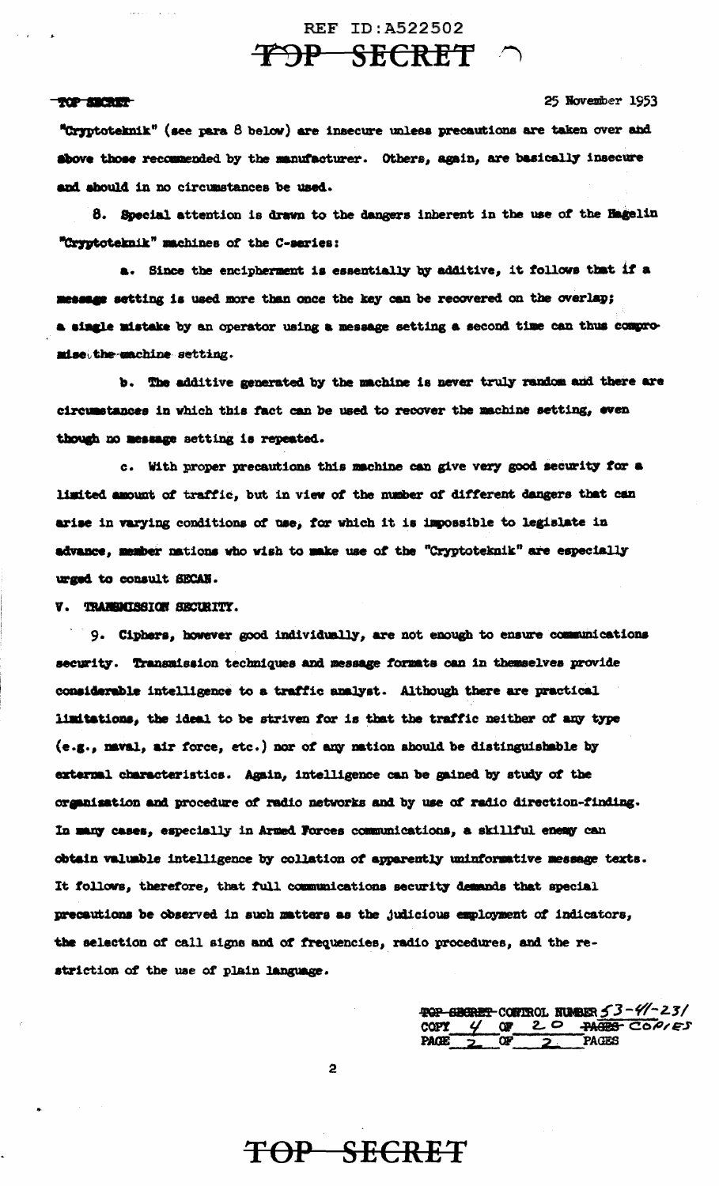"Cryptoteknik" (see para 8 below) are insecure unless precautions are taken over and above those recommended by the manufacturer. Others, again, are basically insecure and should in no circumstances be used.

8. Special attention is drawn to the dangers inherent in the use of the Hagelin "Cryptoteknik" machines of the C-series:

a. Since the encipherment is essentially by additive, it follows that if a message setting is used more than once the key can be recovered on the overlap; a single mistake by an operator using a message setting a second time can thus compromise the machine setting.

b. The additive generated by the machine is never truly random and there are circumstances in which this fact can be used to recover the machine setting, even though no message setting is repeated.

c. With proper precautions this machine can give very good security for a limited amount of traffic, but in view of the number of different dangers that can arise in varying conditions of use, for which it is impossible to legislate in advance, member nations who wish to make use of the "Cryptoteknik" are especially urged to consult SECAN.

## V. TRANSMISSION SECURITY.

9. Ciphers, however good individually, are not enough to ensure communications security. Transmission techniques and message formats can in themselves provide considerable intelligence to a traffic analyst. Although there are practical limitations, the ideal to be striven for is that the traffic neither of any type (e.g., naval, air force, etc.) nor of any nation should be distinguishable by external characteristics. Again, intelligence can be gained by study of the organisation and procedure of radio networks and by use of radio direction-finding. In many cases, especially in Armed Forces communications, a skillful enemy can obtain valuable intelligence by collation of apparently uninformative message texts. It follows, therefore, that full communications security demands that special precautions be observed in such matters as the judicious employment of indicators, the selection of call signs and of frequencies, radio procedures, and the restriction of the use of plain language.

~~TOP SECRET~~ CONTROL NUMBER 53-41-231
COPY 4 OF 20 ~~PAGES~~ COPIES
PAGE 2 OF 2 PAGES